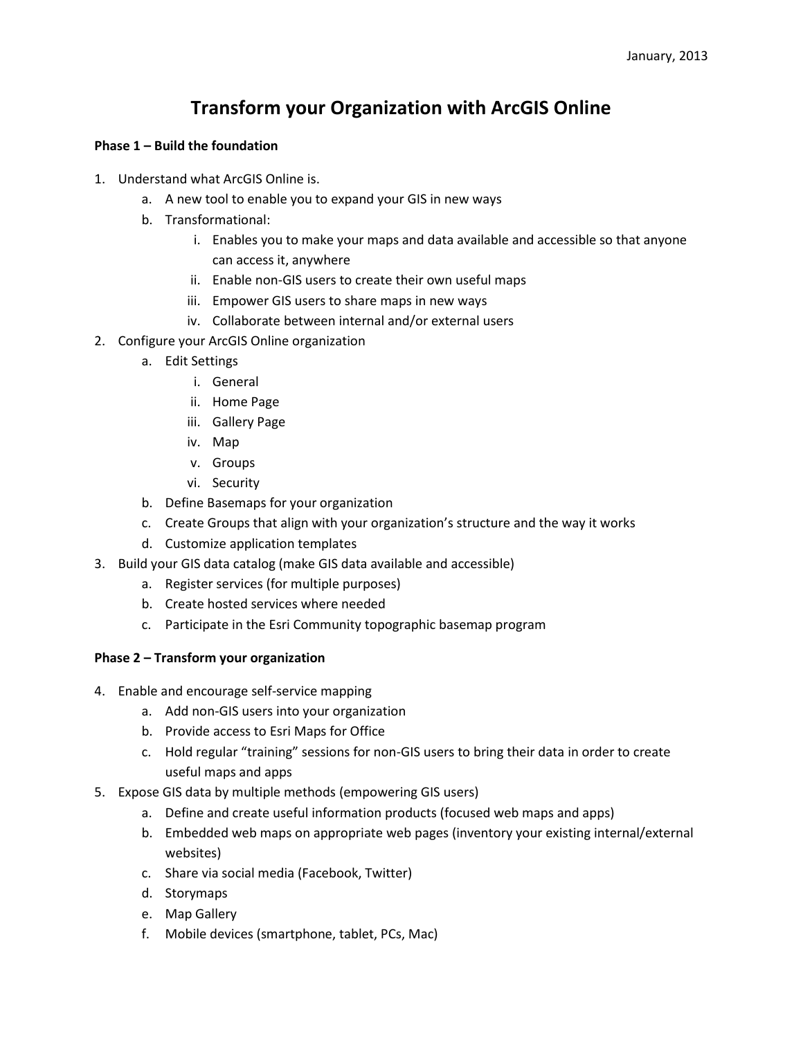January, 2013

# Transform your Organization with ArcGIS Online

**Phase 1 – Build the foundation**

1. Understand what ArcGIS Online is.
    a. A new tool to enable you to expand your GIS in new ways
    b. Transformational:
        i. Enables you to make your maps and data available and accessible so that anyone can access it, anywhere
        ii. Enable non-GIS users to create their own useful maps
        iii. Empower GIS users to share maps in new ways
        iv. Collaborate between internal and/or external users
2. Configure your ArcGIS Online organization
    a. Edit Settings
        i. General
        ii. Home Page
        iii. Gallery Page
        iv. Map
        v. Groups
        vi. Security
    b. Define Basemaps for your organization
    c. Create Groups that align with your organization's structure and the way it works
    d. Customize application templates
3. Build your GIS data catalog (make GIS data available and accessible)
    a. Register services (for multiple purposes)
    b. Create hosted services where needed
    c. Participate in the Esri Community topographic basemap program

**Phase 2 – Transform your organization**

4. Enable and encourage self-service mapping
    a. Add non-GIS users into your organization
    b. Provide access to Esri Maps for Office
    c. Hold regular "training" sessions for non-GIS users to bring their data in order to create useful maps and apps
5. Expose GIS data by multiple methods (empowering GIS users)
    a. Define and create useful information products (focused web maps and apps)
    b. Embedded web maps on appropriate web pages (inventory your existing internal/external websites)
    c. Share via social media (Facebook, Twitter)
    d. Storymaps
    e. Map Gallery
    f. Mobile devices (smartphone, tablet, PCs, Mac)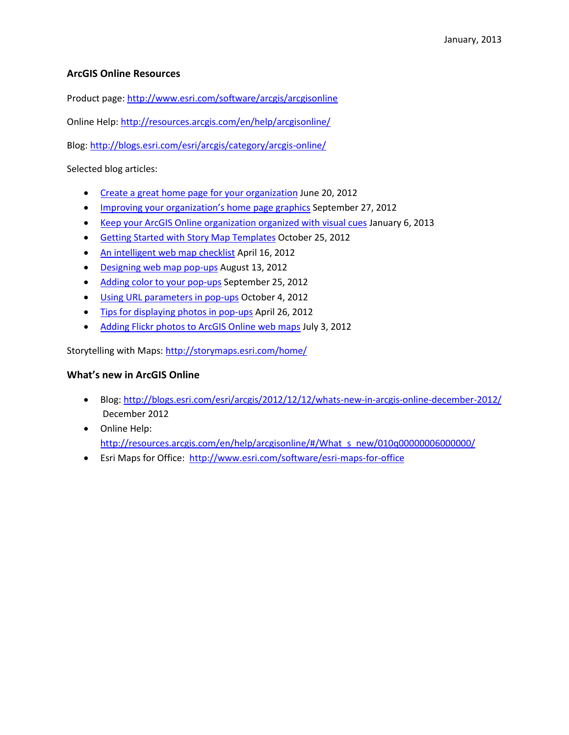January, 2013

### ArcGIS Online Resources

Product page: http://www.esri.com/software/arcgis/arcgisonline

Online Help: http://resources.arcgis.com/en/help/arcgisonline/

Blog: http://blogs.esri.com/esri/arcgis/category/arcgis-online/

Selected blog articles:

- Create a great home page for your organization June 20, 2012
- Improving your organization's home page graphics September 27, 2012
- Keep your ArcGIS Online organization organized with visual cues January 6, 2013
- Getting Started with Story Map Templates October 25, 2012
- An intelligent web map checklist April 16, 2012
- Designing web map pop-ups August 13, 2012
- Adding color to your pop-ups September 25, 2012
- Using URL parameters in pop-ups October 4, 2012
- Tips for displaying photos in pop-ups April 26, 2012
- Adding Flickr photos to ArcGIS Online web maps July 3, 2012

Storytelling with Maps: http://storymaps.esri.com/home/

### What's new in ArcGIS Online

- Blog: http://blogs.esri.com/esri/arcgis/2012/12/12/whats-new-in-arcgis-online-december-2012/ December 2012
- Online Help: http://resources.arcgis.com/en/help/arcgisonline/#/What_s_new/010q00000006000000/
- Esri Maps for Office: http://www.esri.com/software/esri-maps-for-office